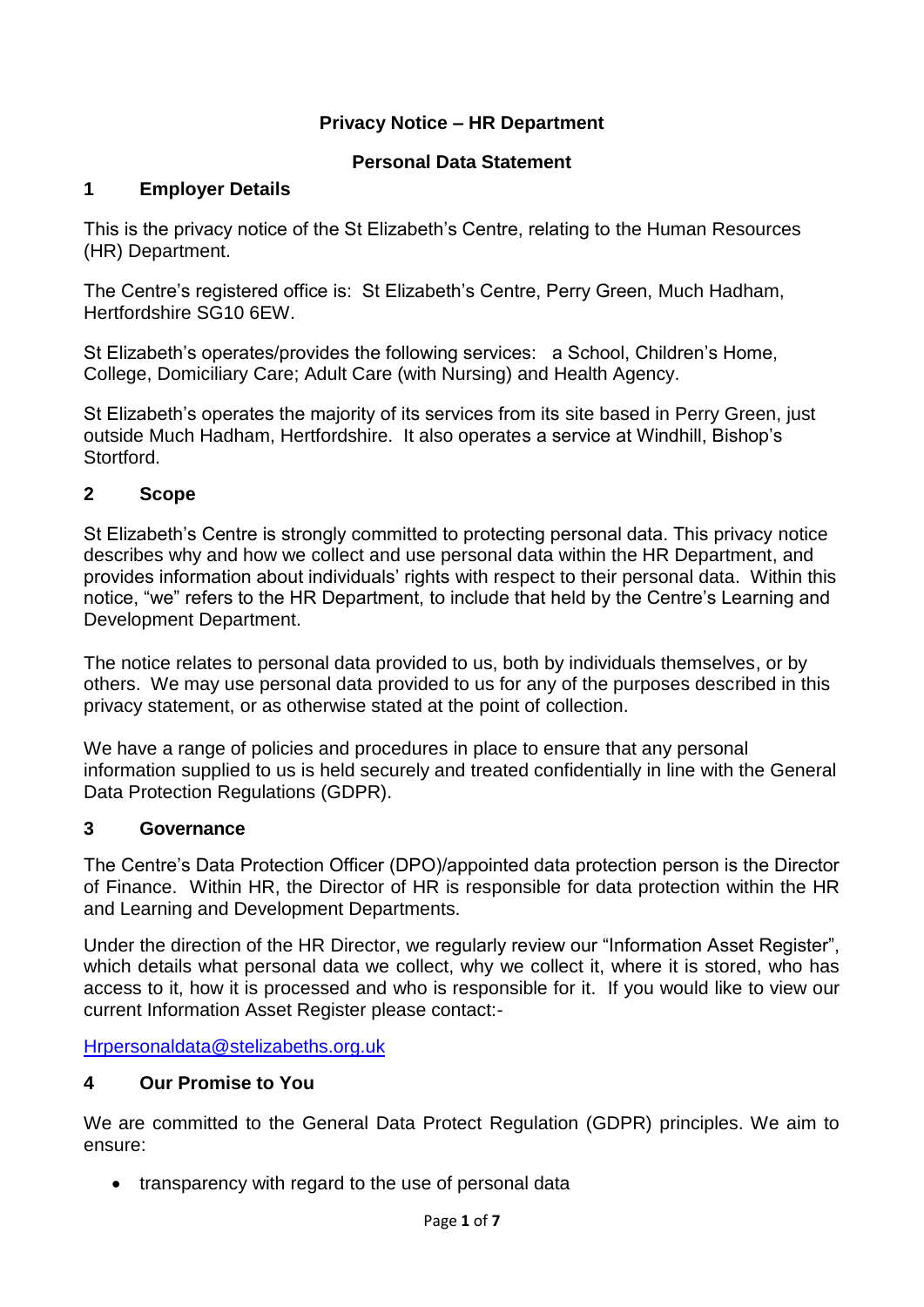**Privacy Notice – HR Department**

**Personal Data Statement**

## 1 Employer Details

This is the privacy notice of the St Elizabeth's Centre, relating to the Human Resources (HR) Department.

The Centre's registered office is: St Elizabeth's Centre, Perry Green, Much Hadham, Hertfordshire SG10 6EW.

St Elizabeth's operates/provides the following services: a School, Children's Home, College, Domiciliary Care; Adult Care (with Nursing) and Health Agency.

St Elizabeth's operates the majority of its services from its site based in Perry Green, just outside Much Hadham, Hertfordshire. It also operates a service at Windhill, Bishop's Stortford.

## 2 Scope

St Elizabeth's Centre is strongly committed to protecting personal data. This privacy notice describes why and how we collect and use personal data within the HR Department, and provides information about individuals' rights with respect to their personal data. Within this notice, "we" refers to the HR Department, to include that held by the Centre's Learning and Development Department.

The notice relates to personal data provided to us, both by individuals themselves, or by others. We may use personal data provided to us for any of the purposes described in this privacy statement, or as otherwise stated at the point of collection.

We have a range of policies and procedures in place to ensure that any personal information supplied to us is held securely and treated confidentially in line with the General Data Protection Regulations (GDPR).

## 3 Governance

The Centre's Data Protection Officer (DPO)/appointed data protection person is the Director of Finance. Within HR, the Director of HR is responsible for data protection within the HR and Learning and Development Departments.

Under the direction of the HR Director, we regularly review our "Information Asset Register", which details what personal data we collect, why we collect it, where it is stored, who has access to it, how it is processed and who is responsible for it. If you would like to view our current Information Asset Register please contact:-

Hrpersonaldata@stelizabeths.org.uk

## 4 Our Promise to You

We are committed to the General Data Protect Regulation (GDPR) principles. We aim to ensure:

- transparency with regard to the use of personal data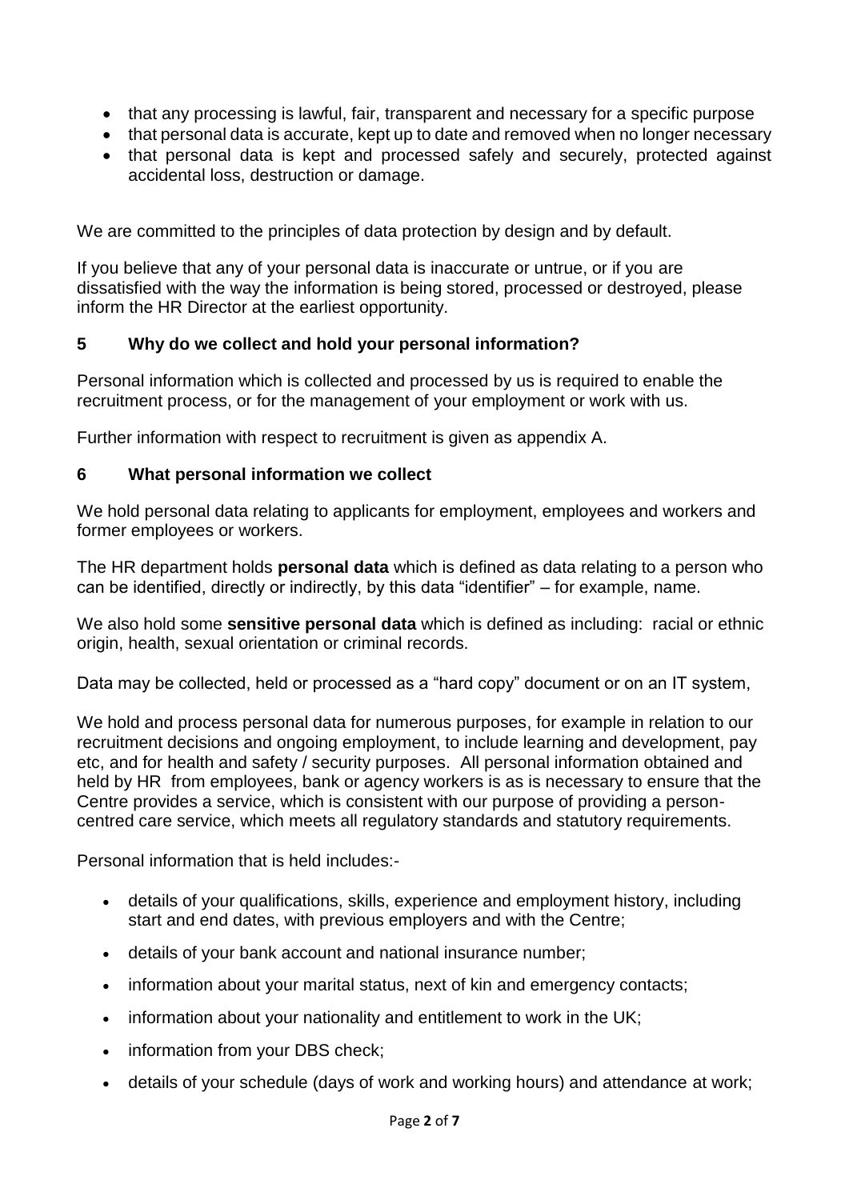- that any processing is lawful, fair, transparent and necessary for a specific purpose
- that personal data is accurate, kept up to date and removed when no longer necessary
- that personal data is kept and processed safely and securely, protected against accidental loss, destruction or damage.

We are committed to the principles of data protection by design and by default.

If you believe that any of your personal data is inaccurate or untrue, or if you are dissatisfied with the way the information is being stored, processed or destroyed, please inform the HR Director at the earliest opportunity.

## 5 Why do we collect and hold your personal information?

Personal information which is collected and processed by us is required to enable the recruitment process, or for the management of your employment or work with us.

Further information with respect to recruitment is given as appendix A.

## 6 What personal information we collect

We hold personal data relating to applicants for employment, employees and workers and former employees or workers.

The HR department holds **personal data** which is defined as data relating to a person who can be identified, directly or indirectly, by this data "identifier" – for example, name.

We also hold some **sensitive personal data** which is defined as including: racial or ethnic origin, health, sexual orientation or criminal records.

Data may be collected, held or processed as a "hard copy" document or on an IT system,

We hold and process personal data for numerous purposes, for example in relation to our recruitment decisions and ongoing employment, to include learning and development, pay etc, and for health and safety / security purposes. All personal information obtained and held by HR from employees, bank or agency workers is as is necessary to ensure that the Centre provides a service, which is consistent with our purpose of providing a person-centred care service, which meets all regulatory standards and statutory requirements.

Personal information that is held includes:-

- details of your qualifications, skills, experience and employment history, including start and end dates, with previous employers and with the Centre;
- details of your bank account and national insurance number;
- information about your marital status, next of kin and emergency contacts;
- information about your nationality and entitlement to work in the UK;
- information from your DBS check;
- details of your schedule (days of work and working hours) and attendance at work;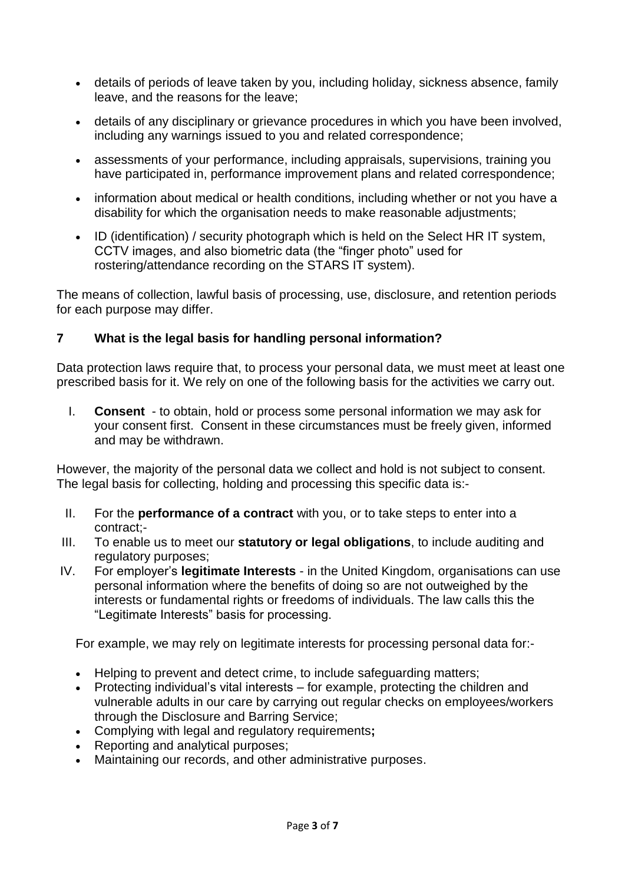- details of periods of leave taken by you, including holiday, sickness absence, family leave, and the reasons for the leave;
- details of any disciplinary or grievance procedures in which you have been involved, including any warnings issued to you and related correspondence;
- assessments of your performance, including appraisals, supervisions, training you have participated in, performance improvement plans and related correspondence;
- information about medical or health conditions, including whether or not you have a disability for which the organisation needs to make reasonable adjustments;
- ID (identification) / security photograph which is held on the Select HR IT system, CCTV images, and also biometric data (the "finger photo" used for rostering/attendance recording on the STARS IT system).

The means of collection, lawful basis of processing, use, disclosure, and retention periods for each purpose may differ.

## 7 What is the legal basis for handling personal information?

Data protection laws require that, to process your personal data, we must meet at least one prescribed basis for it. We rely on one of the following basis for the activities we carry out.

I. **Consent** - to obtain, hold or process some personal information we may ask for your consent first. Consent in these circumstances must be freely given, informed and may be withdrawn.

However, the majority of the personal data we collect and hold is not subject to consent. The legal basis for collecting, holding and processing this specific data is:-

II. For the **performance of a contract** with you, or to take steps to enter into a contract;-

III. To enable us to meet our **statutory or legal obligations**, to include auditing and regulatory purposes;

IV. For employer's **legitimate Interests** - in the United Kingdom, organisations can use personal information where the benefits of doing so are not outweighed by the interests or fundamental rights or freedoms of individuals. The law calls this the "Legitimate Interests" basis for processing.

For example, we may rely on legitimate interests for processing personal data for:-

- Helping to prevent and detect crime, to include safeguarding matters;
- Protecting individual's vital interests – for example, protecting the children and vulnerable adults in our care by carrying out regular checks on employees/workers through the Disclosure and Barring Service;
- Complying with legal and regulatory requirements**;**
- Reporting and analytical purposes;
- Maintaining our records, and other administrative purposes.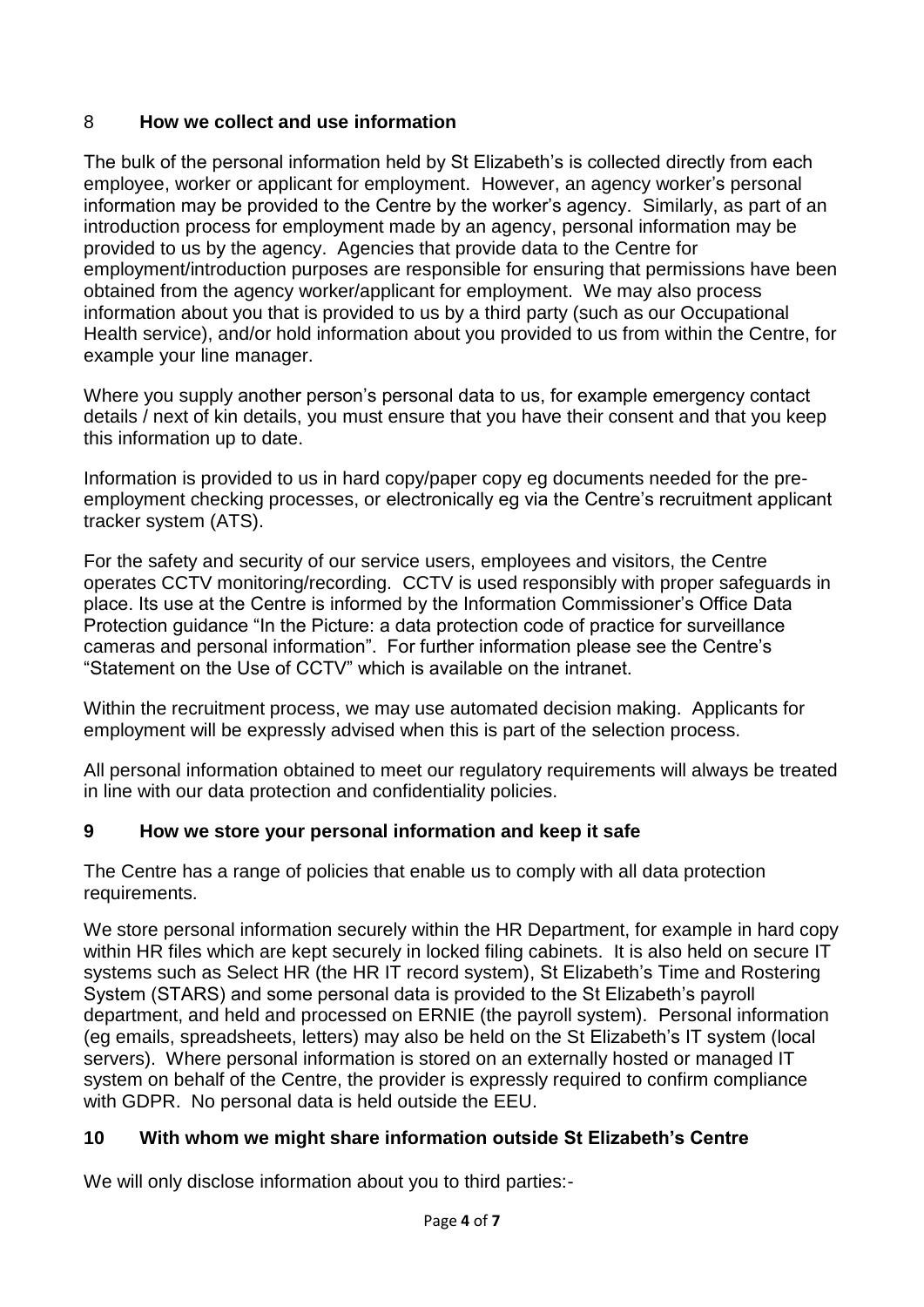## 8 How we collect and use information

The bulk of the personal information held by St Elizabeth's is collected directly from each employee, worker or applicant for employment. However, an agency worker's personal information may be provided to the Centre by the worker's agency. Similarly, as part of an introduction process for employment made by an agency, personal information may be provided to us by the agency. Agencies that provide data to the Centre for employment/introduction purposes are responsible for ensuring that permissions have been obtained from the agency worker/applicant for employment. We may also process information about you that is provided to us by a third party (such as our Occupational Health service), and/or hold information about you provided to us from within the Centre, for example your line manager.

Where you supply another person's personal data to us, for example emergency contact details / next of kin details, you must ensure that you have their consent and that you keep this information up to date.

Information is provided to us in hard copy/paper copy eg documents needed for the pre-employment checking processes, or electronically eg via the Centre's recruitment applicant tracker system (ATS).

For the safety and security of our service users, employees and visitors, the Centre operates CCTV monitoring/recording. CCTV is used responsibly with proper safeguards in place. Its use at the Centre is informed by the Information Commissioner's Office Data Protection guidance "In the Picture: a data protection code of practice for surveillance cameras and personal information". For further information please see the Centre's "Statement on the Use of CCTV" which is available on the intranet.

Within the recruitment process, we may use automated decision making. Applicants for employment will be expressly advised when this is part of the selection process.

All personal information obtained to meet our regulatory requirements will always be treated in line with our data protection and confidentiality policies.

## 9 How we store your personal information and keep it safe

The Centre has a range of policies that enable us to comply with all data protection requirements.

We store personal information securely within the HR Department, for example in hard copy within HR files which are kept securely in locked filing cabinets. It is also held on secure IT systems such as Select HR (the HR IT record system), St Elizabeth's Time and Rostering System (STARS) and some personal data is provided to the St Elizabeth's payroll department, and held and processed on ERNIE (the payroll system). Personal information (eg emails, spreadsheets, letters) may also be held on the St Elizabeth's IT system (local servers). Where personal information is stored on an externally hosted or managed IT system on behalf of the Centre, the provider is expressly required to confirm compliance with GDPR. No personal data is held outside the EEU.

## 10 With whom we might share information outside St Elizabeth's Centre

We will only disclose information about you to third parties:-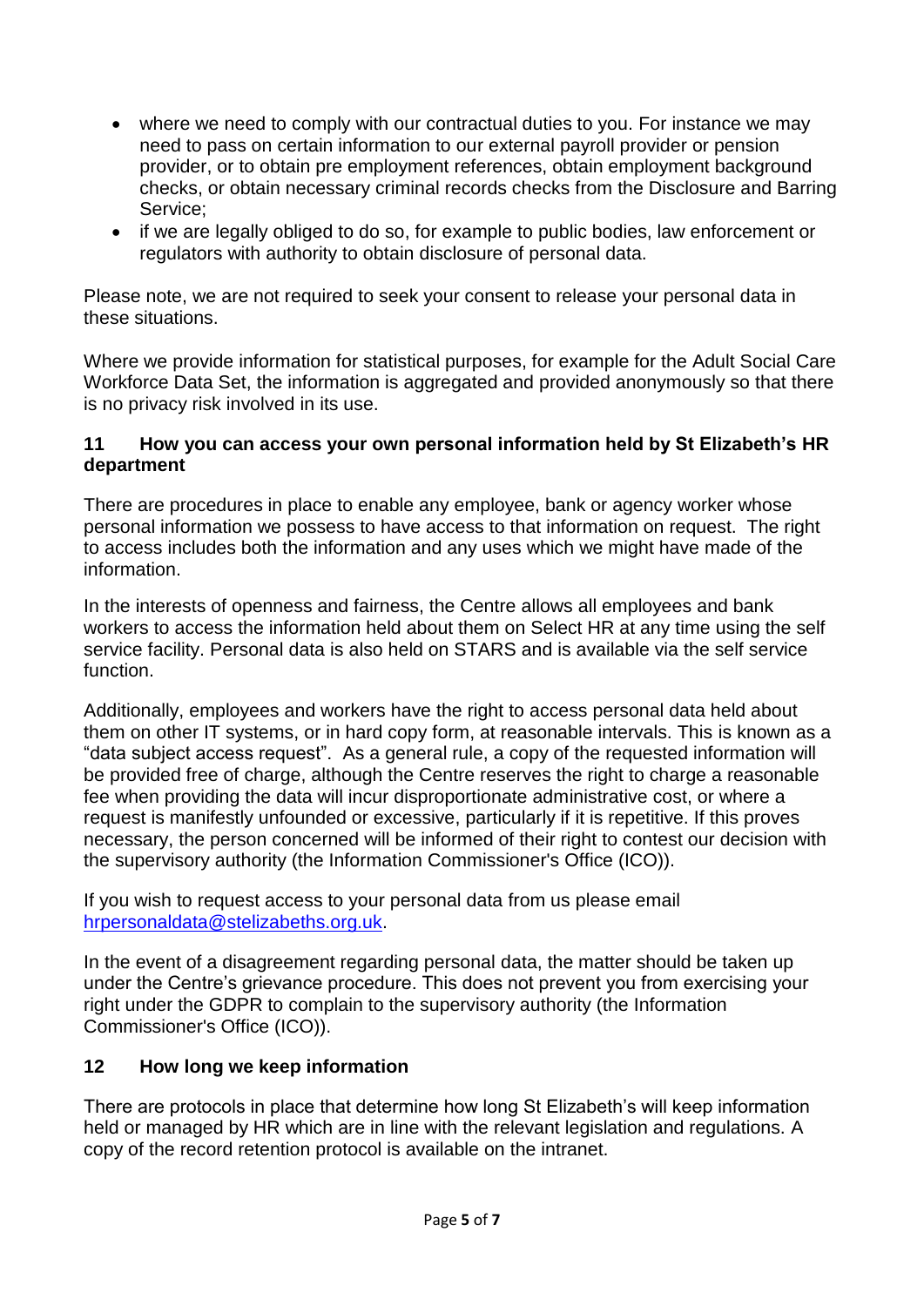- where we need to comply with our contractual duties to you. For instance we may need to pass on certain information to our external payroll provider or pension provider, or to obtain pre employment references, obtain employment background checks, or obtain necessary criminal records checks from the Disclosure and Barring Service;
- if we are legally obliged to do so, for example to public bodies, law enforcement or regulators with authority to obtain disclosure of personal data.

Please note, we are not required to seek your consent to release your personal data in these situations.

Where we provide information for statistical purposes, for example for the Adult Social Care Workforce Data Set, the information is aggregated and provided anonymously so that there is no privacy risk involved in its use.

## 11 How you can access your own personal information held by St Elizabeth's HR department

There are procedures in place to enable any employee, bank or agency worker whose personal information we possess to have access to that information on request. The right to access includes both the information and any uses which we might have made of the information.

In the interests of openness and fairness, the Centre allows all employees and bank workers to access the information held about them on Select HR at any time using the self service facility. Personal data is also held on STARS and is available via the self service function.

Additionally, employees and workers have the right to access personal data held about them on other IT systems, or in hard copy form, at reasonable intervals. This is known as a "data subject access request". As a general rule, a copy of the requested information will be provided free of charge, although the Centre reserves the right to charge a reasonable fee when providing the data will incur disproportionate administrative cost, or where a request is manifestly unfounded or excessive, particularly if it is repetitive. If this proves necessary, the person concerned will be informed of their right to contest our decision with the supervisory authority (the Information Commissioner's Office (ICO)).

If you wish to request access to your personal data from us please email hrpersonaldata@stelizabeths.org.uk.

In the event of a disagreement regarding personal data, the matter should be taken up under the Centre's grievance procedure. This does not prevent you from exercising your right under the GDPR to complain to the supervisory authority (the Information Commissioner's Office (ICO)).

## 12 How long we keep information

There are protocols in place that determine how long St Elizabeth's will keep information held or managed by HR which are in line with the relevant legislation and regulations. A copy of the record retention protocol is available on the intranet.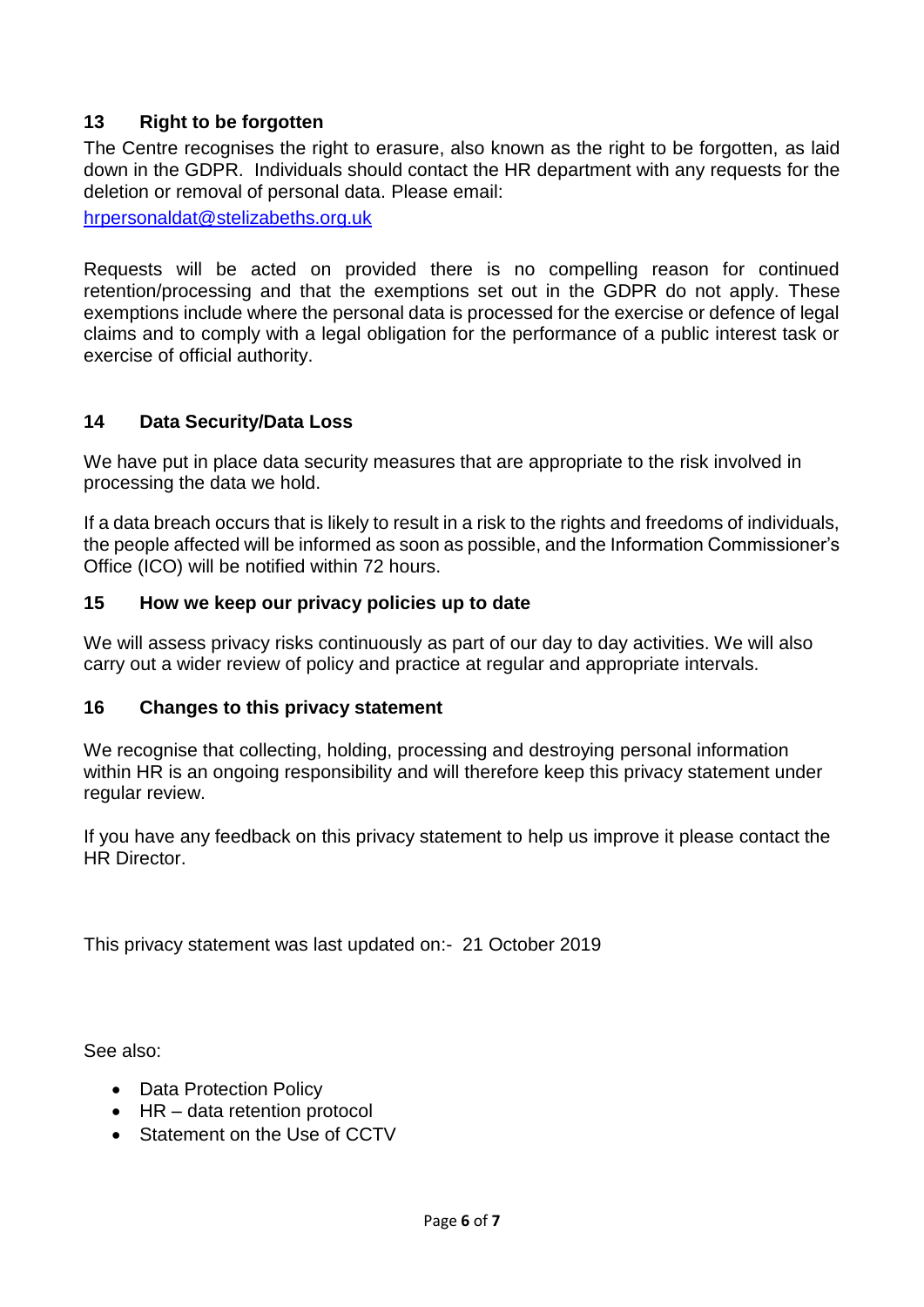## 13 Right to be forgotten

The Centre recognises the right to erasure, also known as the right to be forgotten, as laid down in the GDPR. Individuals should contact the HR department with any requests for the deletion or removal of personal data. Please email:

hrpersonaldat@stelizabeths.org.uk

Requests will be acted on provided there is no compelling reason for continued retention/processing and that the exemptions set out in the GDPR do not apply. These exemptions include where the personal data is processed for the exercise or defence of legal claims and to comply with a legal obligation for the performance of a public interest task or exercise of official authority.

## 14 Data Security/Data Loss

We have put in place data security measures that are appropriate to the risk involved in processing the data we hold.

If a data breach occurs that is likely to result in a risk to the rights and freedoms of individuals, the people affected will be informed as soon as possible, and the Information Commissioner's Office (ICO) will be notified within 72 hours.

## 15 How we keep our privacy policies up to date

We will assess privacy risks continuously as part of our day to day activities. We will also carry out a wider review of policy and practice at regular and appropriate intervals.

## 16 Changes to this privacy statement

We recognise that collecting, holding, processing and destroying personal information within HR is an ongoing responsibility and will therefore keep this privacy statement under regular review.

If you have any feedback on this privacy statement to help us improve it please contact the HR Director.

This privacy statement was last updated on:- 21 October 2019

See also:

- Data Protection Policy
- HR – data retention protocol
- Statement on the Use of CCTV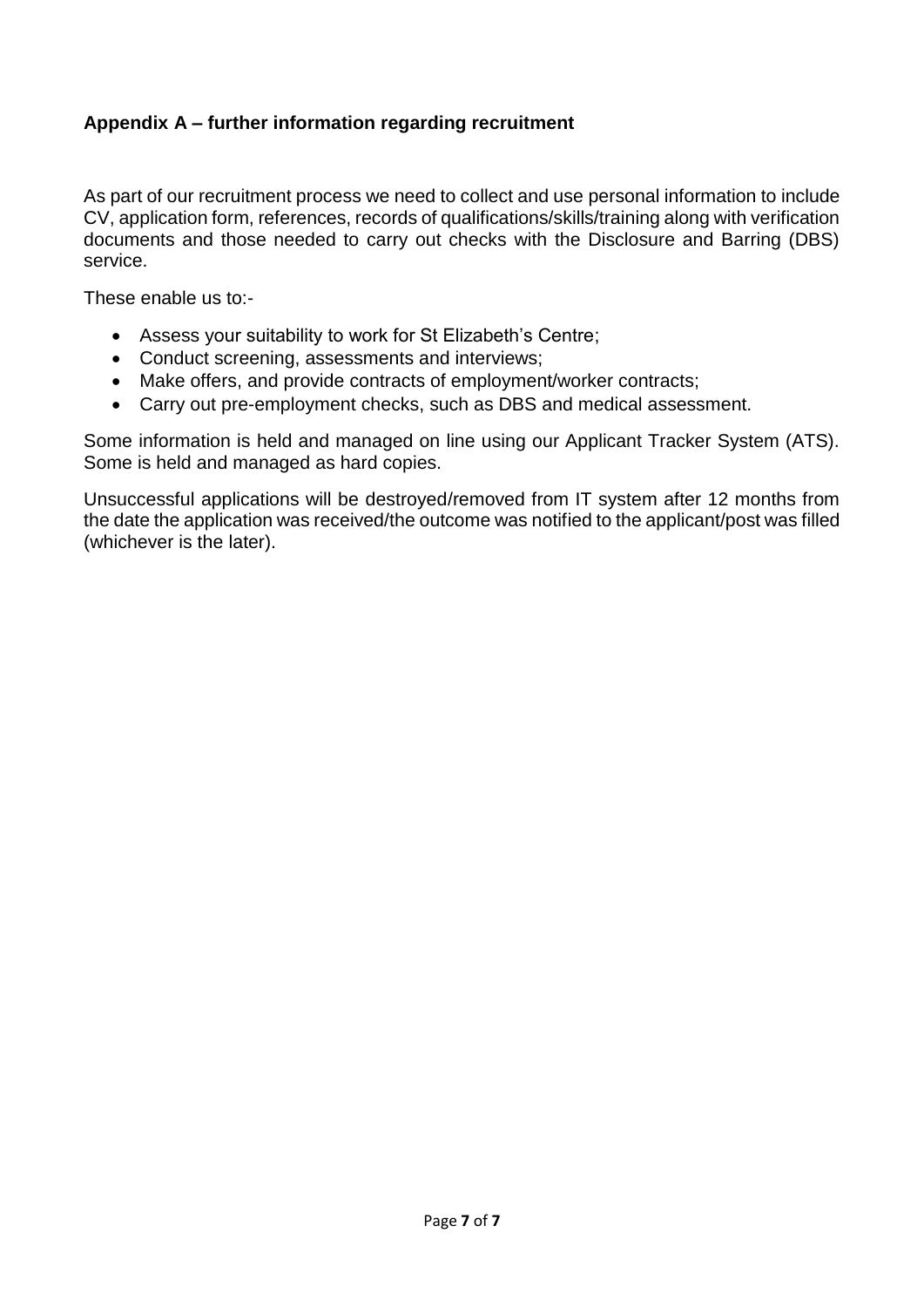## Appendix A – further information regarding recruitment

As part of our recruitment process we need to collect and use personal information to include CV, application form, references, records of qualifications/skills/training along with verification documents and those needed to carry out checks with the Disclosure and Barring (DBS) service.

These enable us to:-

- Assess your suitability to work for St Elizabeth's Centre;
- Conduct screening, assessments and interviews;
- Make offers, and provide contracts of employment/worker contracts;
- Carry out pre-employment checks, such as DBS and medical assessment.

Some information is held and managed on line using our Applicant Tracker System (ATS). Some is held and managed as hard copies.

Unsuccessful applications will be destroyed/removed from IT system after 12 months from the date the application was received/the outcome was notified to the applicant/post was filled (whichever is the later).